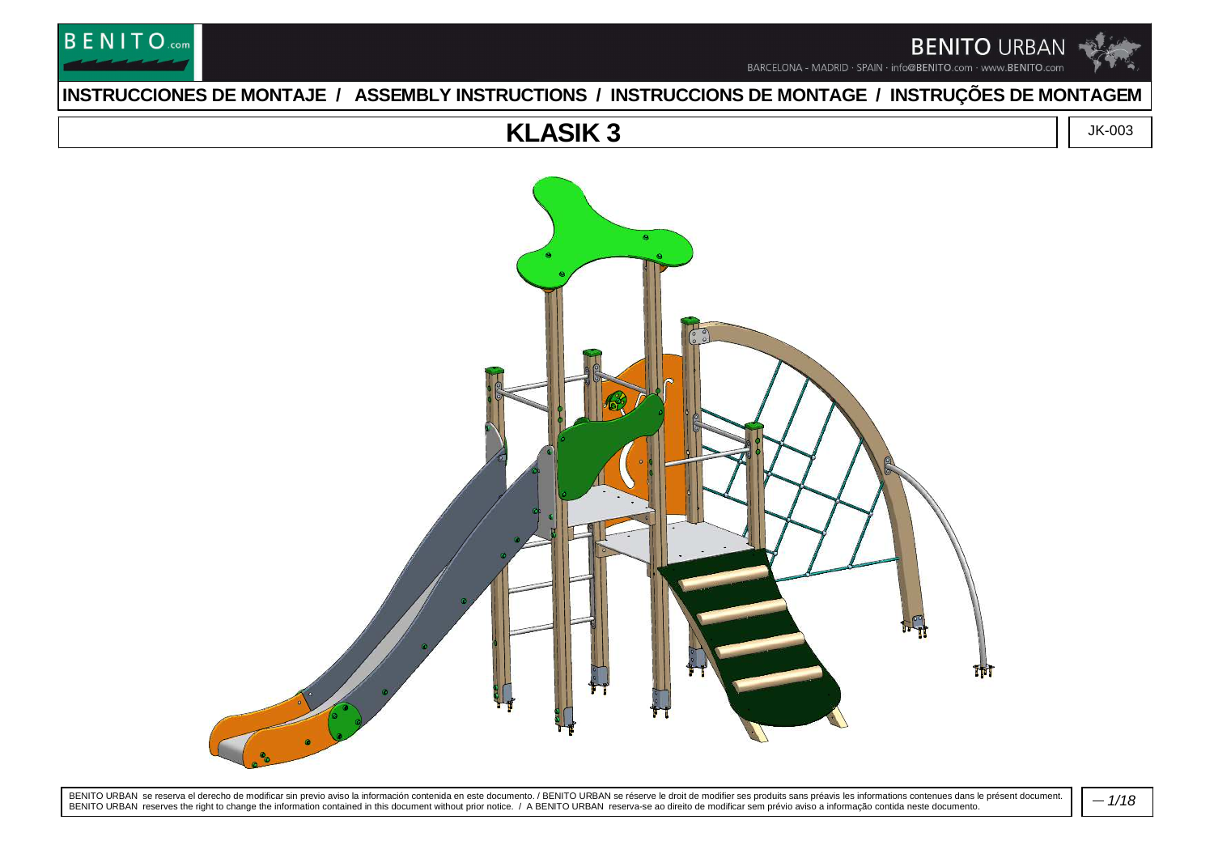# INSTRUCCIONES DE MONTAJE / ASSEMBLY INSTRUCTIONS / INSTRUCCIONS DE MONTAGE / INSTRUÇÕES DE MONTAGEM

## KLASIK 3

JK-003

BENITO URBAN se reserva el derecho de modificar sin previo aviso la información contenida en este documento. / BENITO URBAN se réserve le droit de modifier ses produits sans préavis les informations contenues dans le présent document. BENITO URBAN reserves the right to change the information contained in this document without prior notice. / A BENITO URBAN reserva-se ao direito de modificar sem prévio aviso a informação contida neste documento.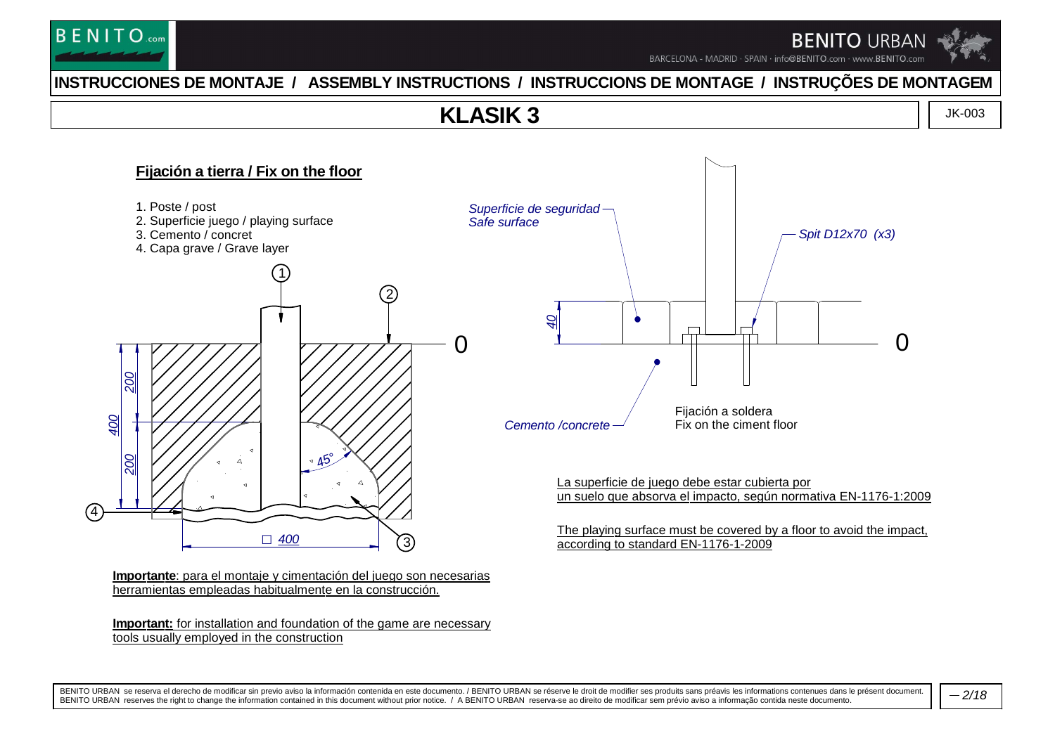## INSTRUCCIONES DE MONTAJE / ASSEMBLY INSTRUCTIONS / INSTRUCCIONS DE MONTAGE / INSTRUÇÕES DE MONTAGEM

# KLASIK 3

JK-003

### Fijación a tierra / Fix on the floor

1. Poste / post
2. Superficie juego / playing surface
3. Cemento / concret
4. Capa grave / Grave layer

*Superficie de seguridad*
*Safe surface*

*Spit D12x70 (x3)*

*Cemento /concrete*

Fijación a soldera
Fix on the ciment floor

La superficie de juego debe estar cubierta por un suelo que absorva el impacto, según normativa EN-1176-1:2009

The playing surface must be covered by a floor to avoid the impact, according to standard EN-1176-1-2009

**Importante**: para el montaje y cimentación del juego son necesarias herramientas empleadas habitualmente en la construcción.

**Important:** for installation and foundation of the game are necessary tools usually employed in the construction

BENITO URBAN se reserva el derecho de modificar sin previo aviso la información contenida en este documento. / BENITO URBAN se réserve le droit de modifier ses produits sans préavis les informations contenues dans le présent document.
BENITO URBAN reserves the right to change the information contained in this document without prior notice. / A BENITO URBAN reserva-se ao direito de modificar sem prévio aviso a informação contida neste documento.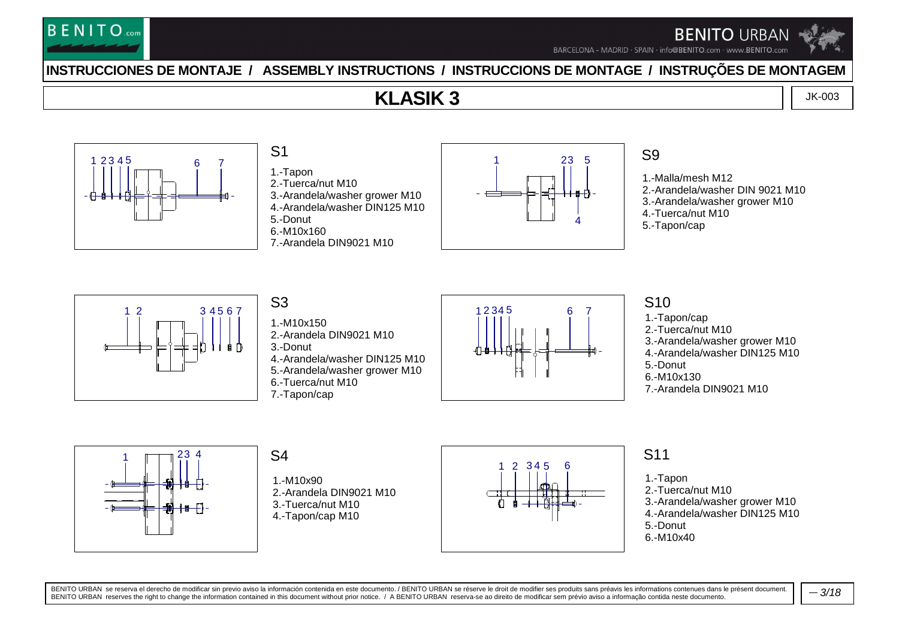**INSTRUCCIONES DE MONTAJE / ASSEMBLY INSTRUCTIONS / INSTRUCCIONS DE MONTAGE / INSTRUÇÕES DE MONTAGEM**

# KLASIK 3

JK-003

## S1

1.-Tapon
2.-Tuerca/nut M10
3.-Arandela/washer grower M10
4.-Arandela/washer DIN125 M10
5.-Donut
6.-M10x160
7.-Arandela DIN9021 M10

## S9

1.-Malla/mesh M12
2.-Arandela/washer DIN 9021 M10
3.-Arandela/washer grower M10
4.-Tuerca/nut M10
5.-Tapon/cap

## S3

1.-M10x150
2.-Arandela DIN9021 M10
3.-Donut
4.-Arandela/washer DIN125 M10
5.-Arandela/washer grower M10
6.-Tuerca/nut M10
7.-Tapon/cap

## S10

1.-Tapon/cap
2.-Tuerca/nut M10
3.-Arandela/washer grower M10
4.-Arandela/washer DIN125 M10
5.-Donut
6.-M10x130
7.-Arandela DIN9021 M10

## S4

1.-M10x90
2.-Arandela DIN9021 M10
3.-Tuerca/nut M10
4.-Tapon/cap M10

## S11

1.-Tapon
2.-Tuerca/nut M10
3.-Arandela/washer grower M10
4.-Arandela/washer DIN125 M10
5.-Donut
6.-M10x40

BENITO URBAN se reserva el derecho de modificar sin previo aviso la información contenida en este documento. / BENITO URBAN se réserve le droit de modifier ses produits sans préavis les informations contenues dans le présent document. BENITO URBAN reserves the right to change the information contained in this document without prior notice. / A BENITO URBAN reserva-se ao direito de modificar sem prévio aviso a informação contida neste documento.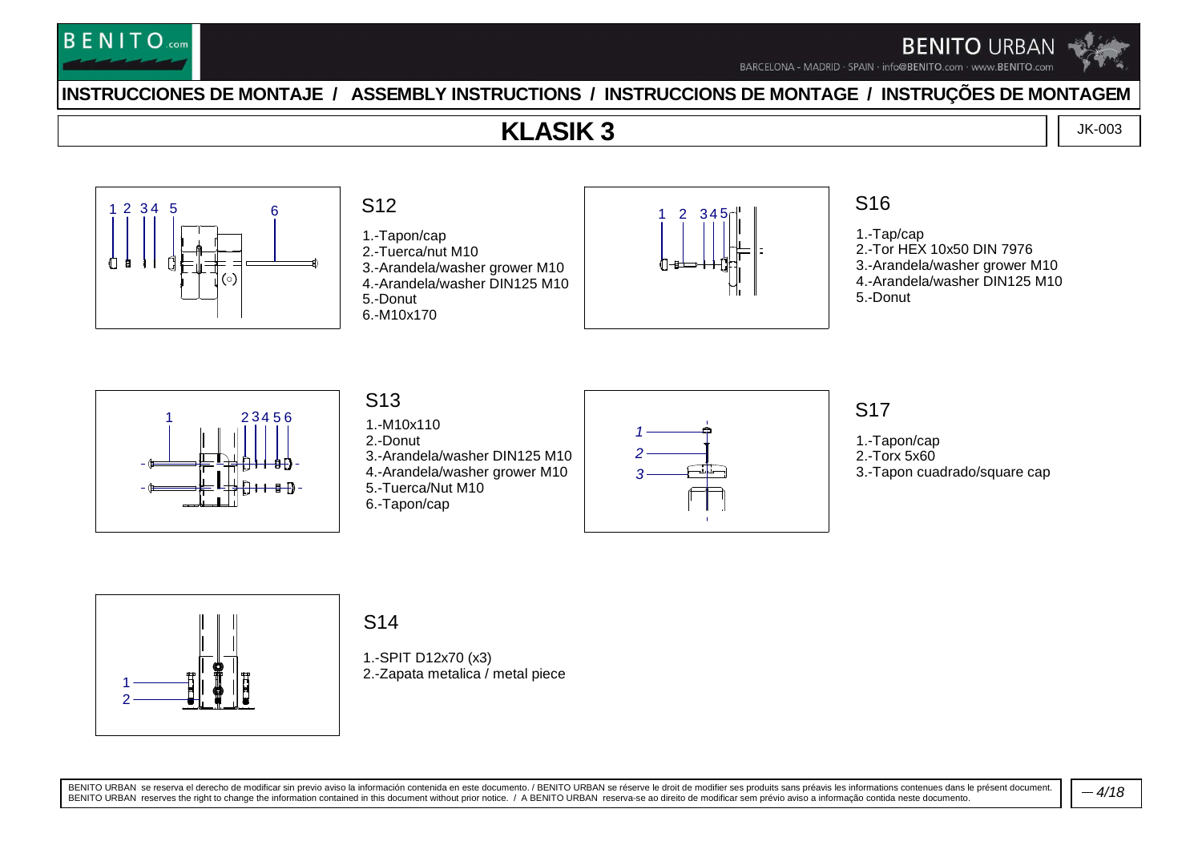# INSTRUCCIONES DE MONTAJE / ASSEMBLY INSTRUCTIONS / INSTRUCCIONS DE MONTAGE / INSTRUÇÕES DE MONTAGEM

## KLASIK 3

JK-003

### S12

1.-Tapon/cap
2.-Tuerca/nut M10
3.-Arandela/washer grower M10
4.-Arandela/washer DIN125 M10
5.-Donut
6.-M10x170

### S16

1.-Tap/cap
2.-Tor HEX 10x50 DIN 7976
3.-Arandela/washer grower M10
4.-Arandela/washer DIN125 M10
5.-Donut

### S13

1.-M10x110
2.-Donut
3.-Arandela/washer DIN125 M10
4.-Arandela/washer grower M10
5.-Tuerca/Nut M10
6.-Tapon/cap

### S17

1.-Tapon/cap
2.-Torx 5x60
3.-Tapon cuadrado/square cap

### S14

1.-SPIT D12x70 (x3)
2.-Zapata metalica / metal piece

BENITO URBAN se reserva el derecho de modificar sin previo aviso la información contenida en este documento. / BENITO URBAN se réserve le droit de modifier ses produits sans préavis les informations contenues dans le présent document. BENITO URBAN reserves the right to change the information contained in this document without prior notice. / A BENITO URBAN reserva-se ao direito de modificar sem prévio aviso a informação contida neste documento.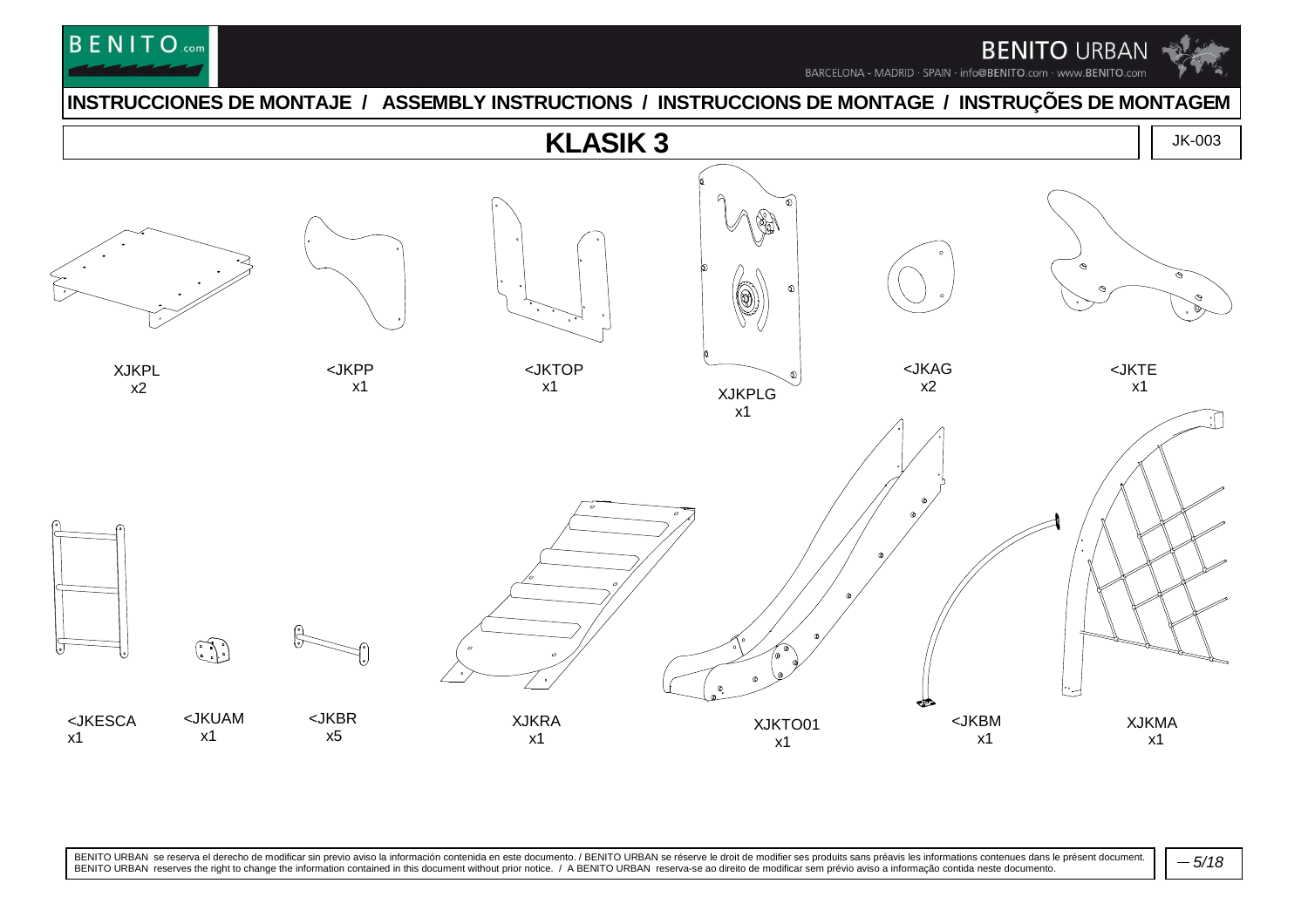# INSTRUCCIONES DE MONTAJE / ASSEMBLY INSTRUCTIONS / INSTRUCCIONS DE MONTAGE / INSTRUÇÕES DE MONTAGEM

## KLASIK 3

JK-003

XJKPL
x2

<JKPP
x1

<JKTOP
x1

XJKPLG
x1

<JKAG
x2

<JKTE
x1

<JKESCA
x1

<JKUAM
x1

<JKBR
x5

XJKRA
x1

XJKTO01
x1

<JKBM
x1

XJKMA
x1

BENITO URBAN se reserva el derecho de modificar sin previo aviso la información contenida en este documento. / BENITO URBAN se réserve le droit de modifier ses produits sans préavis les informations contenues dans le présent document.
BENITO URBAN reserves the right to change the information contained in this document without prior notice. / A BENITO URBAN reserva-se ao direito de modificar sem prévio aviso a informação contida neste documento.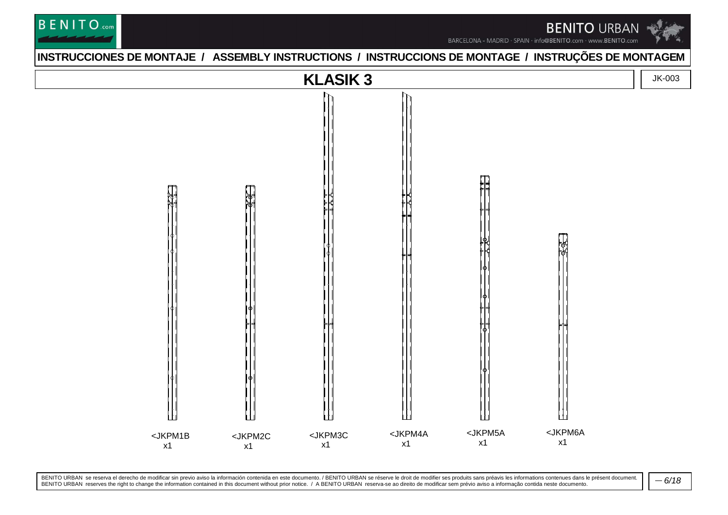## INSTRUCCIONES DE MONTAJE / ASSEMBLY INSTRUCTIONS / INSTRUCCIONS DE MONTAGE / INSTRUÇÕES DE MONTAGEM

# KLASIK 3

JK-003

<JKPM1B
x1

<JKPM2C
x1

<JKPM3C
x1

<JKPM4A
x1

<JKPM5A
x1

<JKPM6A
x1

BENITO URBAN se reserva el derecho de modificar sin previo aviso la información contenida en este documento. / BENITO URBAN se réserve le droit de modifier ses produits sans préavis les informations contenues dans le présent document.
BENITO URBAN reserves the right to change the information contained in this document without prior notice. / A BENITO URBAN reserva-se ao direito de modificar sem prévio aviso a informação contida neste documento.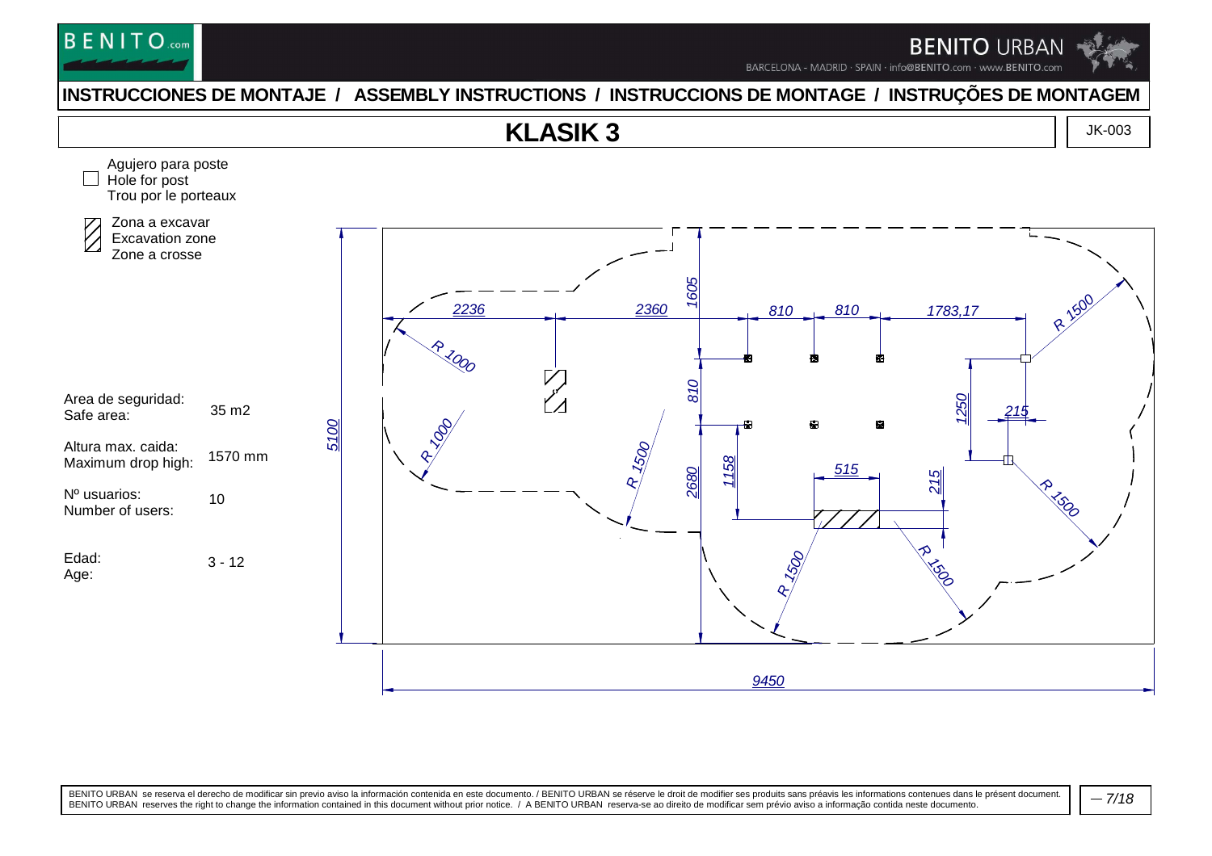# INSTRUCCIONES DE MONTAJE / ASSEMBLY INSTRUCTIONS / INSTRUCCIONS DE MONTAGE / INSTRUÇÕES DE MONTAGEM

## KLASIK 3

JK-003

☐ Agujero para poste
Hole for post
Trou por le porteaux

▨ Zona a excavar
Excavation zone
Zone a crosse

| | |
|---|---|
| Area de seguridad: Safe area: | 35 m2 |
| Altura max. caida: Maximum drop high: | 1570 mm |
| Nº usuarios: Number of users: | 10 |
| Edad: Age: | 3 - 12 |

2236 · 2360 · 1605 · 810 · 810 · 1783,17 · R 1500 · R 1000 · R 1000 · 810 · 1250 · 215 · 5100 · R 1500 · 2680 · 1158 · 515 · 215 · R 1500 · R 1500 · R 1500 · 9450

BENITO URBAN se reserva el derecho de modificar sin previo aviso la información contenida en este documento. / BENITO URBAN se réserve le droit de modifier ses produits sans préavis les informations contenues dans le présent document.
BENITO URBAN reserves the right to change the information contained in this document without prior notice. / A BENITO URBAN reserva-se ao direito de modificar sem prévio aviso a informação contida neste documento.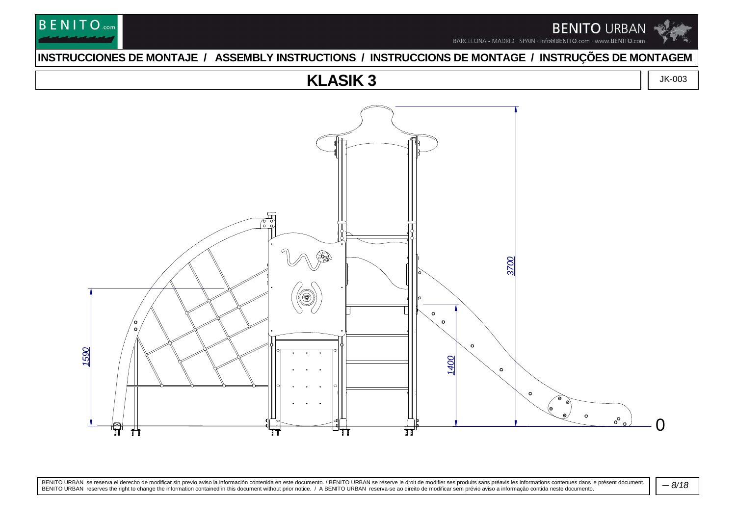# INSTRUCCIONES DE MONTAJE / ASSEMBLY INSTRUCTIONS / INSTRUCCIONS DE MONTAGE / INSTRUÇÕES DE MONTAGEM

## KLASIK 3

JK-003

3700

1590

1400

0

BENITO URBAN se reserva el derecho de modificar sin previo aviso la información contenida en este documento. / BENITO URBAN se réserve le droit de modifier ses produits sans préavis les informations contenues dans le présent document.
BENITO URBAN reserves the right to change the information contained in this document without prior notice. / A BENITO URBAN reserva-se ao direito de modificar sem prévio aviso a informação contida neste documento.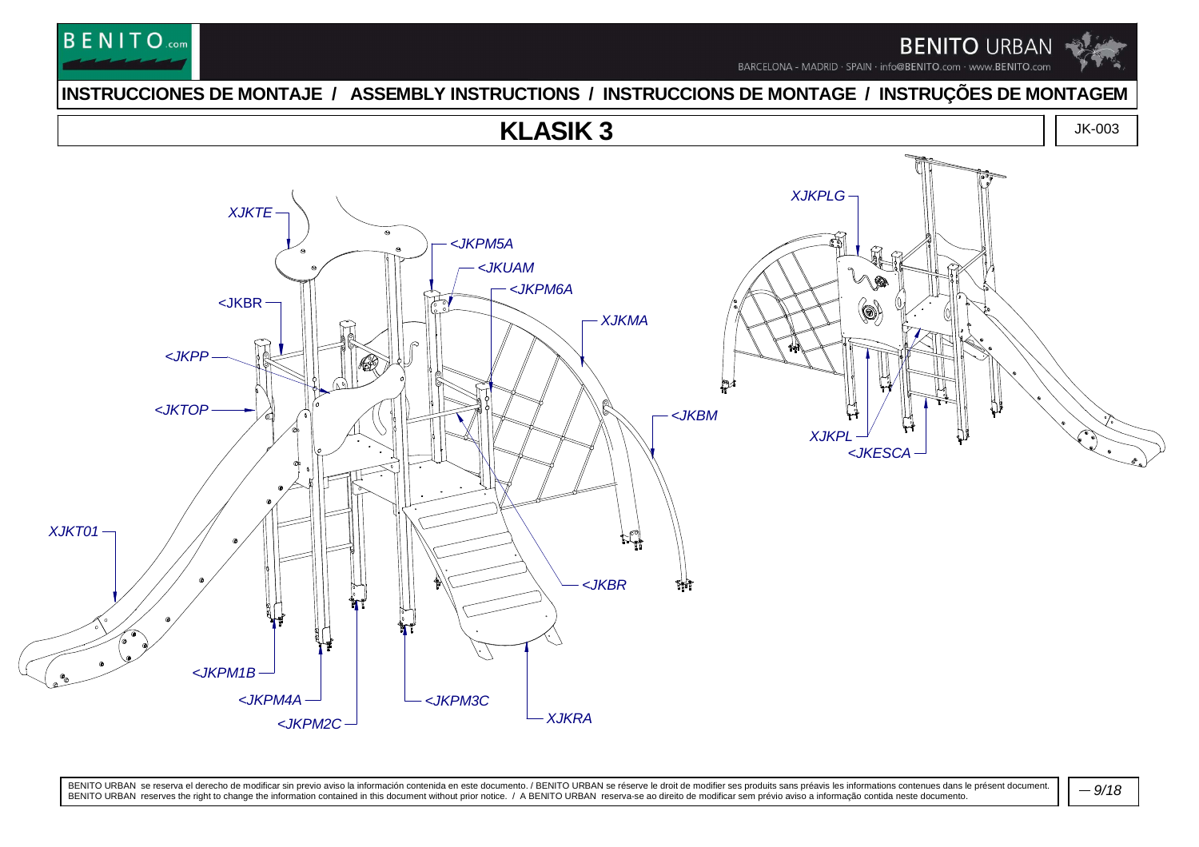# INSTRUCCIONES DE MONTAJE / ASSEMBLY INSTRUCTIONS / INSTRUCCIONS DE MONTAGE / INSTRUÇÕES DE MONTAGEM

## KLASIK 3

JK-003

XJKTE

<JKPM5A

<JKUAM

<JKPM6A

<JKBR

XJKMA

<JKPP

<JKTOP

<JKBM

XJKT01

<JKBR

<JKPM1B

<JKPM4A

<JKPM3C

<JKPM2C

XJKRA

XJKPLG

XJKPL

<JKESCA

BENITO URBAN se reserva el derecho de modificar sin previo aviso la información contenida en este documento. / BENITO URBAN se réserve le droit de modifier ses produits sans préavis les informations contenues dans le présent document.
BENITO URBAN reserves the right to change the information contained in this document without prior notice. / A BENITO URBAN reserva-se ao direito de modificar sem prévio aviso a informação contida neste documento.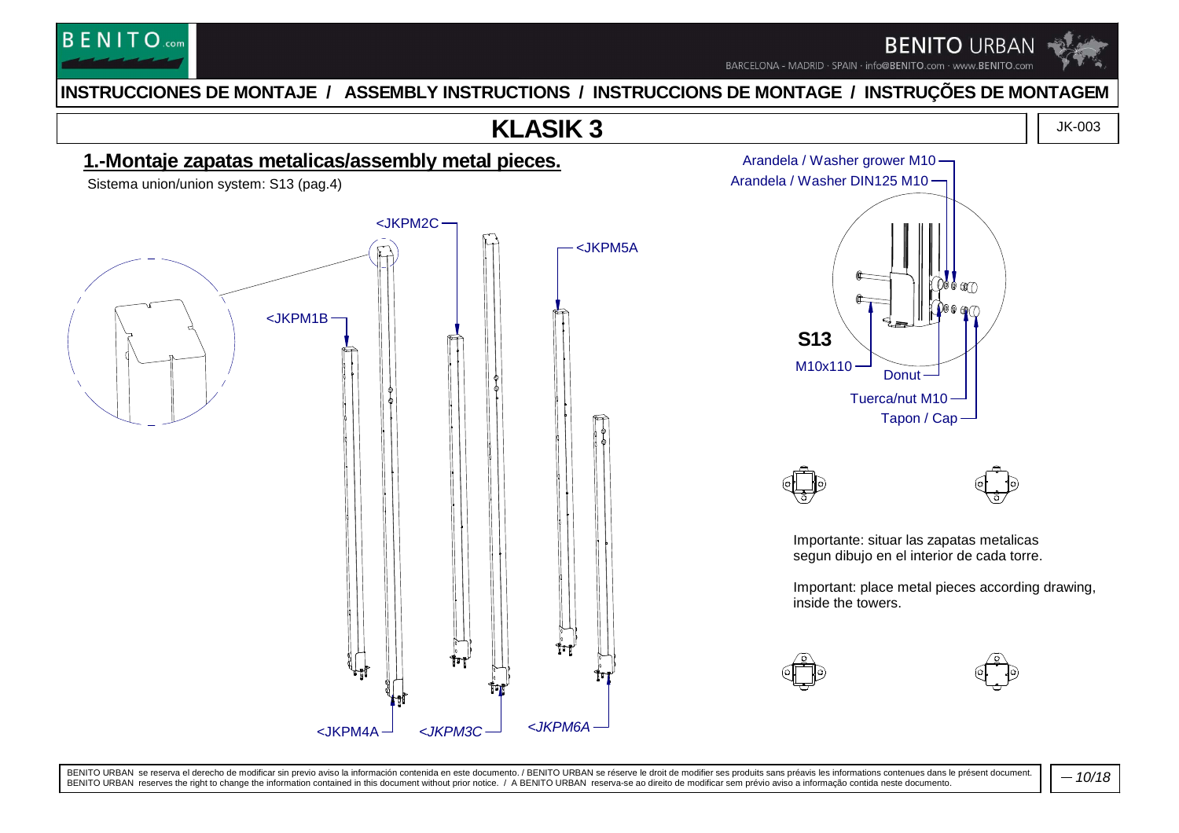## INSTRUCCIONES DE MONTAJE / ASSEMBLY INSTRUCTIONS / INSTRUCCIONS DE MONTAGE / INSTRUÇÕES DE MONTAGEM

# KLASIK 3

JK-003

## 1.-Montaje zapatas metalicas/assembly metal pieces.

Sistema union/union system: S13 (pag.4)

<JKPM2C

<JKPM5A

<JKPM1B

<JKPM4A

<JKPM3C

<JKPM6A

Arandela / Washer grower M10

Arandela / Washer DIN125 M10

**S13**

M10x110

Donut

Tuerca/nut M10

Tapon / Cap

Importante: situar las zapatas metalicas segun dibujo en el interior de cada torre.

Important: place metal pieces according drawing, inside the towers.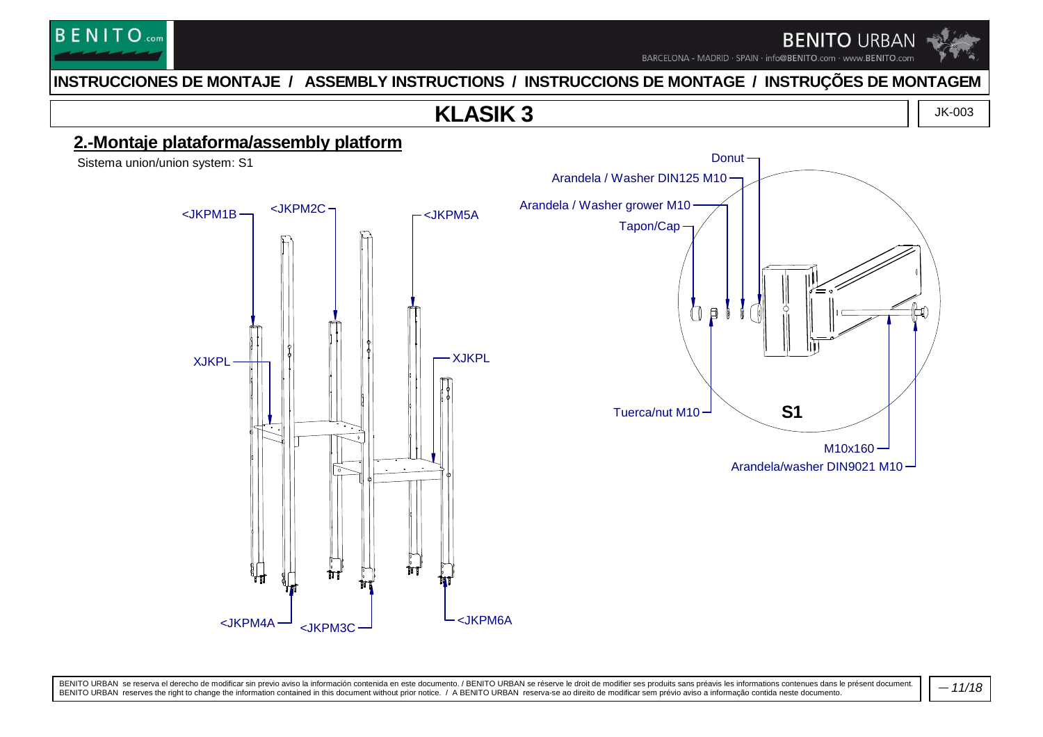# INSTRUCCIONES DE MONTAJE / ASSEMBLY INSTRUCTIONS / INSTRUCCIONS DE MONTAGE / INSTRUÇÕES DE MONTAGEM

## KLASIK 3

JK-003

### 2.-Montaje plataforma/assembly platform

Sistema union/union system: S1

<JKPM1B

<JKPM2C

<JKPM5A

XJKPL

XJKPL

<JKPM4A

<JKPM3C

<JKPM6A

Donut

Arandela / Washer DIN125 M10

Arandela / Washer grower M10

Tapon/Cap

Tuerca/nut M10

**S1**

M10x160

Arandela/washer DIN9021 M10

BENITO URBAN se reserva el derecho de modificar sin previo aviso la información contenida en este documento. / BENITO URBAN se réserve le droit de modifier ses produits sans préavis les informations contenues dans le présent document. BENITO URBAN reserves the right to change the information contained in this document without prior notice. / A BENITO URBAN reserva-se ao direito de modificar sem prévio aviso a informação contida neste documento.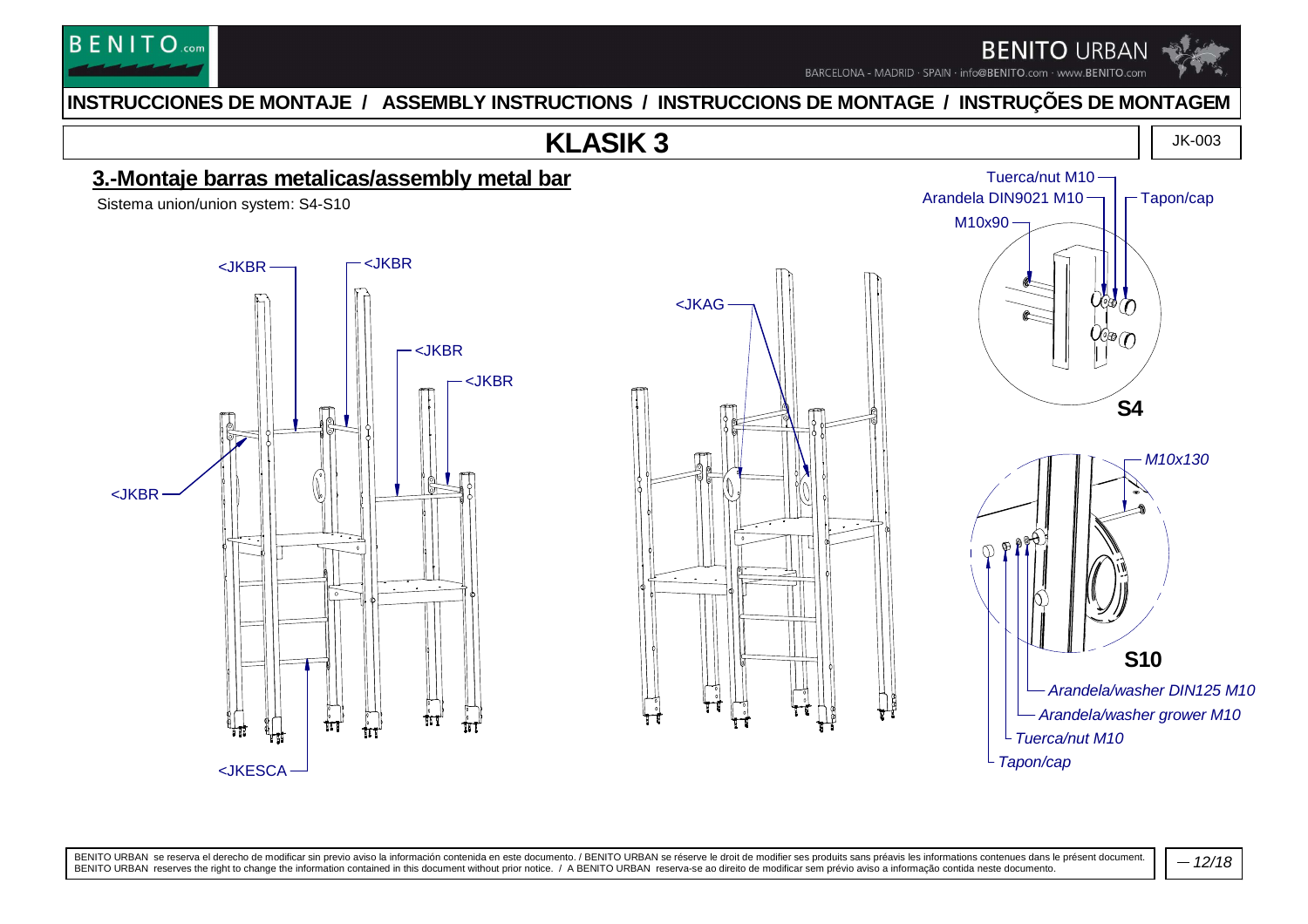# INSTRUCCIONES DE MONTAJE / ASSEMBLY INSTRUCTIONS / INSTRUCCIONS DE MONTAGE / INSTRUÇÕES DE MONTAGEM

## KLASIK 3

JK-003

### 3.-Montaje barras metalicas/assembly metal bar

Sistema union/union system: S4-S10

<JKBR

<JKBR

<JKBR

<JKBR

<JKBR

<JKESCA

<JKAG

**S4**

Tuerca/nut M10

Arandela DIN9021 M10

Tapon/cap

M10x90

**S10**

*M10x130*

*Arandela/washer DIN125 M10*

*Arandela/washer grower M10*

*Tuerca/nut M10*

*Tapon/cap*

BENITO URBAN se reserva el derecho de modificar sin previo aviso la información contenida en este documento. / BENITO URBAN se réserve le droit de modifier ses produits sans préavis les informations contenues dans le présent document. BENITO URBAN reserves the right to change the information contained in this document without prior notice. / A BENITO URBAN reserva-se ao direito de modificar sem prévio aviso a informação contida neste documento.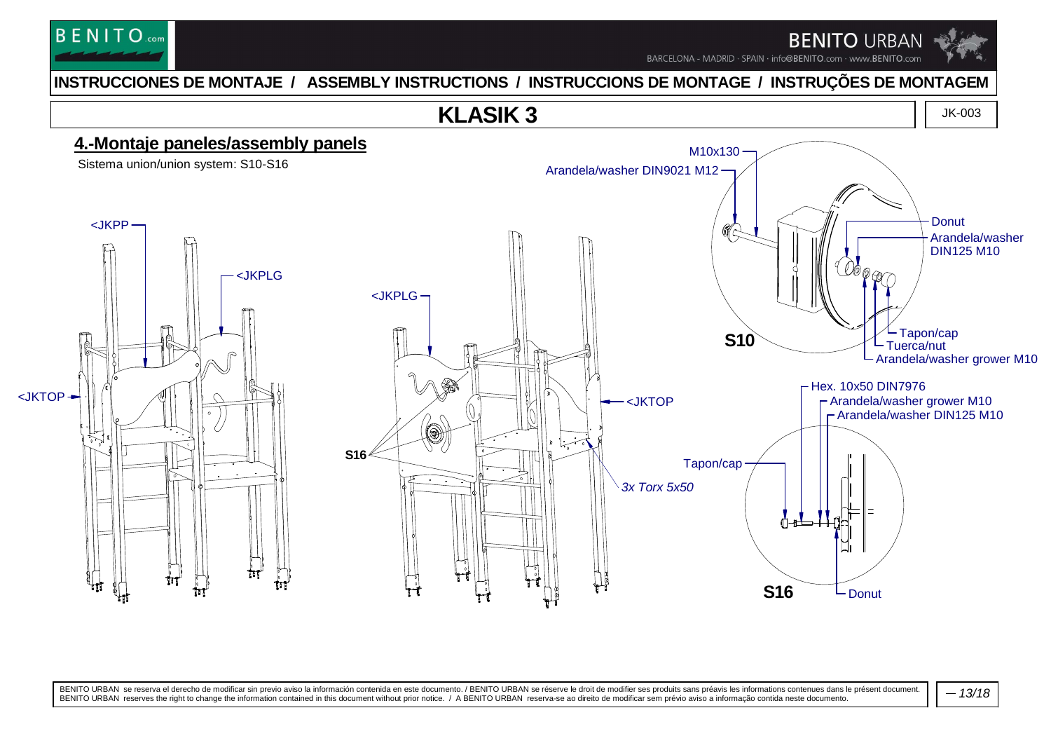INSTRUCCIONES DE MONTAJE / ASSEMBLY INSTRUCTIONS / INSTRUCCIONS DE MONTAGE / INSTRUÇÕES DE MONTAGEM

# KLASIK 3

JK-003

## 4.-Montaje paneles/assembly panels

Sistema union/union system: S10-S16

<JKPP

<JKPLG

<JKTOP

<JKPLG

<JKTOP

S16

3x Torx 5x50

**S10**

- M10x130
- Arandela/washer DIN9021 M12
- Donut
- Arandela/washer DIN125 M10
- Tapon/cap
- Tuerca/nut
- Arandela/washer grower M10

**S16**

- Hex. 10x50 DIN7976
- Arandela/washer grower M10
- Arandela/washer DIN125 M10
- Tapon/cap
- Donut

BENITO URBAN se reserva el derecho de modificar sin previo aviso la información contenida en este documento. / BENITO URBAN se réserve le droit de modifier ses produits sans préavis les informations contenues dans le présent document. BENITO URBAN reserves the right to change the information contained in this document without prior notice. / A BENITO URBAN reserva-se ao direito de modificar sem prévio aviso a informação contida neste documento.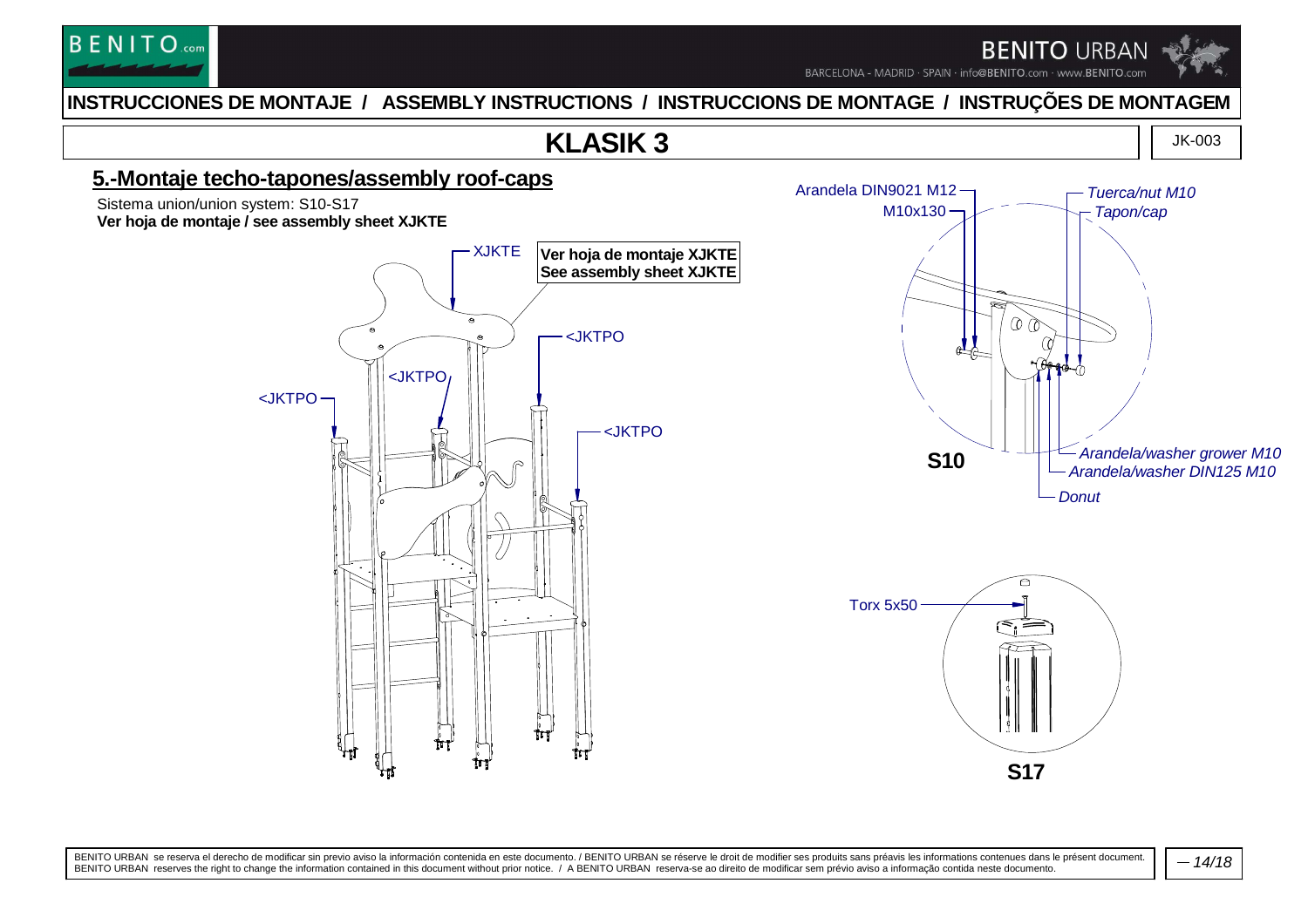# INSTRUCCIONES DE MONTAJE / ASSEMBLY INSTRUCTIONS / INSTRUCCIONS DE MONTAGE / INSTRUÇÕES DE MONTAGEM

# KLASIK 3

JK-003

## 5.-Montaje techo-tapones/assembly roof-caps

Sistema union/union system: S10-S17

**Ver hoja de montaje / see assembly sheet XJKTE**

XJKTE

**Ver hoja de montaje XJKTE**
**See assembly sheet XJKTE**

<JKTPO

<JKTPO

<JKTPO

<JKTPO

<JKTPO

Arandela DIN9021 M12

M10x130

*Tuerca/nut M10*

*Tapon/cap*

*Arandela/washer grower M10*

*Arandela/washer DIN125 M10*

*Donut*

**S10**

Torx 5x50

**S17**

BENITO URBAN se reserva el derecho de modificar sin previo aviso la información contenida en este documento. / BENITO URBAN se réserve le droit de modifier ses produits sans préavis les informations contenues dans le présent document.
BENITO URBAN reserves the right to change the information contained in this document without prior notice. / A BENITO URBAN reserva-se ao direito de modificar sem prévio aviso a informação contida neste documento.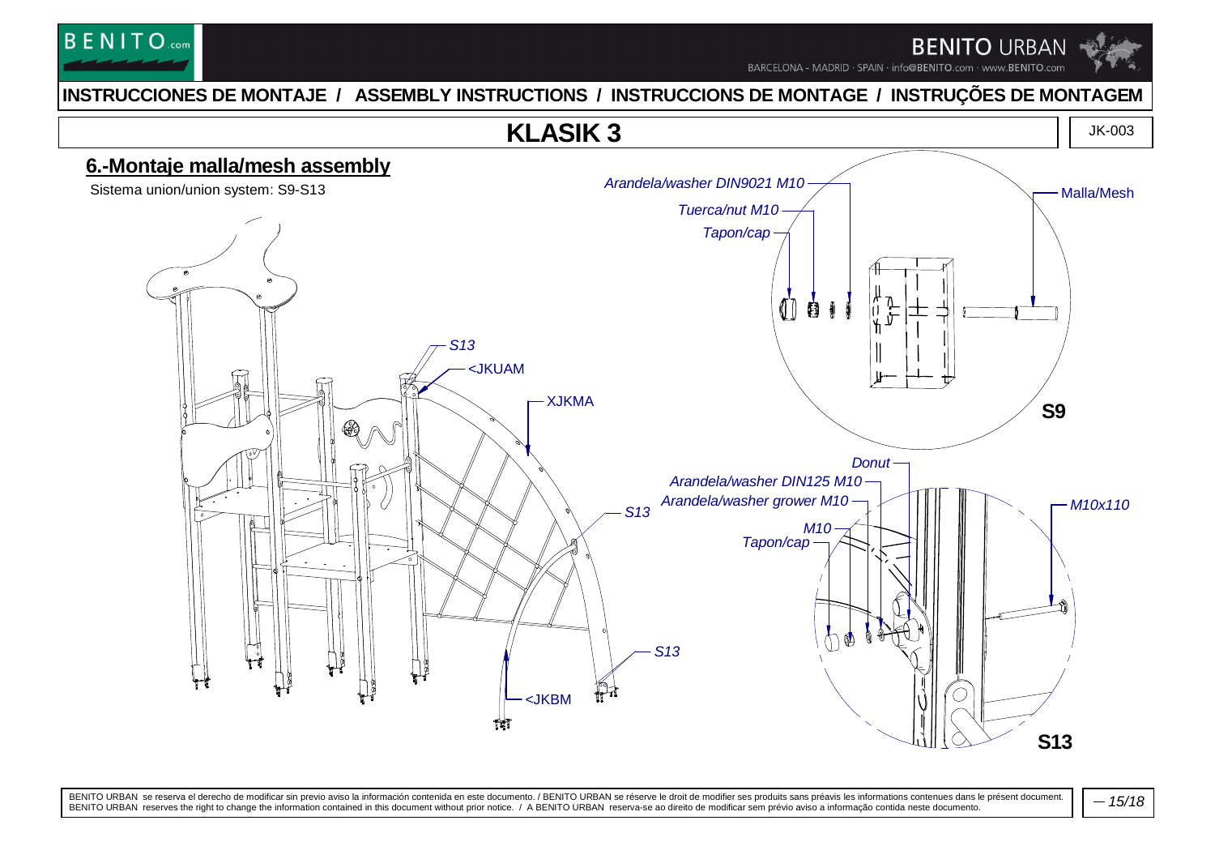# INSTRUCCIONES DE MONTAJE / ASSEMBLY INSTRUCTIONS / INSTRUCCIONS DE MONTAGE / INSTRUÇÕES DE MONTAGEM

## KLASIK 3

JK-003

### 6.-Montaje malla/mesh assembly

Sistema union/union system: S9-S13

S13

<JKUAM

XJKMA

S13

S13

<JKBM

*Arandela/washer DIN9021 M10*

*Tuerca/nut M10*

*Tapon/cap*

Malla/Mesh

**S9**

*Donut*

*Arandela/washer DIN125 M10*

*Arandela/washer grower M10*

*M10*

*Tapon/cap*

*M10x110*

**S13**

BENITO URBAN se reserva el derecho de modificar sin previo aviso la información contenida en este documento. / BENITO URBAN se réserve le droit de modifier ses produits sans préavis les informations contenues dans le présent document. BENITO URBAN reserves the right to change the information contained in this document without prior notice. / A BENITO URBAN reserva-se ao direito de modificar sem prévio aviso a informação contida neste documento.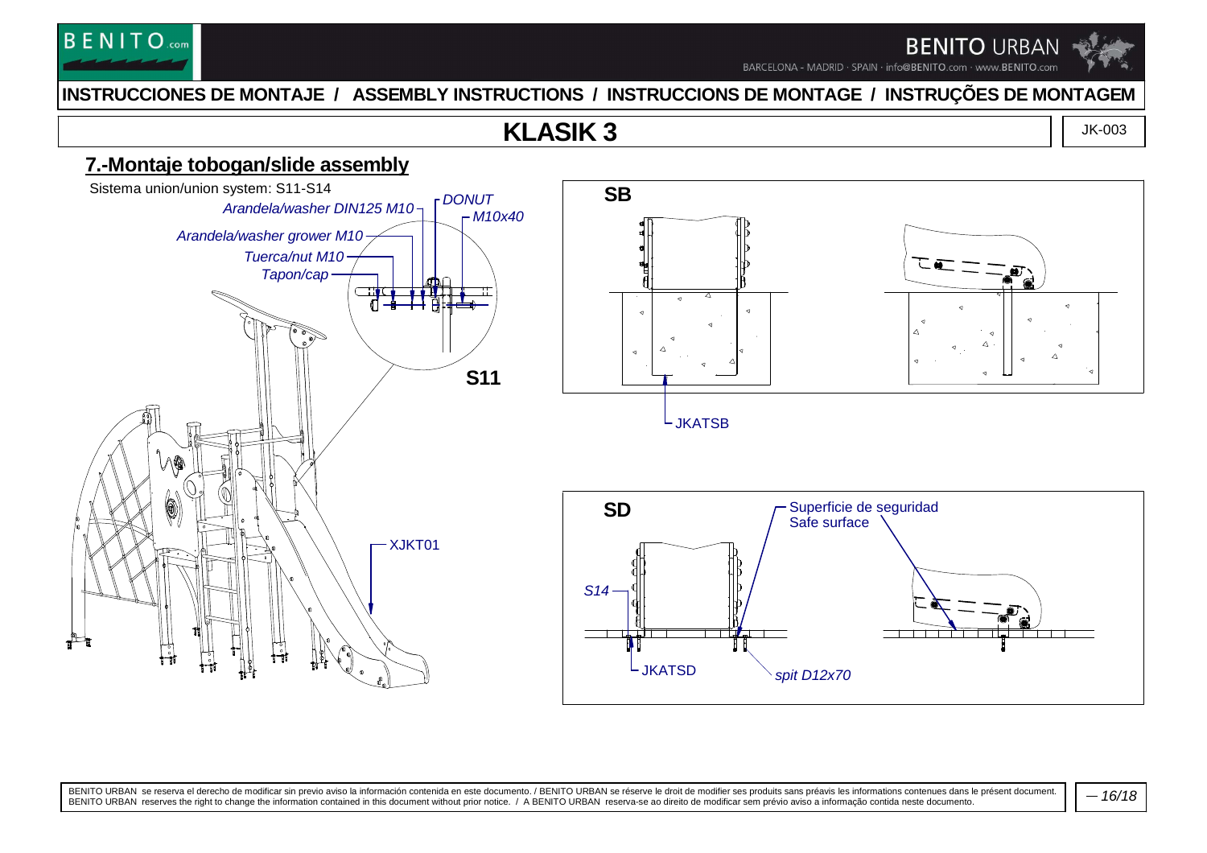# INSTRUCCIONES DE MONTAJE / ASSEMBLY INSTRUCTIONS / INSTRUCCIONS DE MONTAGE / INSTRUÇÕES DE MONTAGEM

## KLASIK 3

JK-003

### 7.-Montaje tobogan/slide assembly

Sistema union/union system: S11-S14

*DONUT*

*Arandela/washer DIN125 M10*

*M10x40*

*Arandela/washer grower M10*

*Tuerca/nut M10*

*Tapon/cap*

**S11**

XJKT01

**SB**

JKATSB

**SD**

Superficie de seguridad
Safe surface

*S14*

JKATSD

*spit D12x70*

BENITO URBAN se reserva el derecho de modificar sin previo aviso la información contenida en este documento. / BENITO URBAN se réserve le droit de modifier ses produits sans préavis les informations contenues dans le présent document.
BENITO URBAN reserves the right to change the information contained in this document without prior notice. / A BENITO URBAN reserva-se ao direito de modificar sem prévio aviso a informação contida neste documento.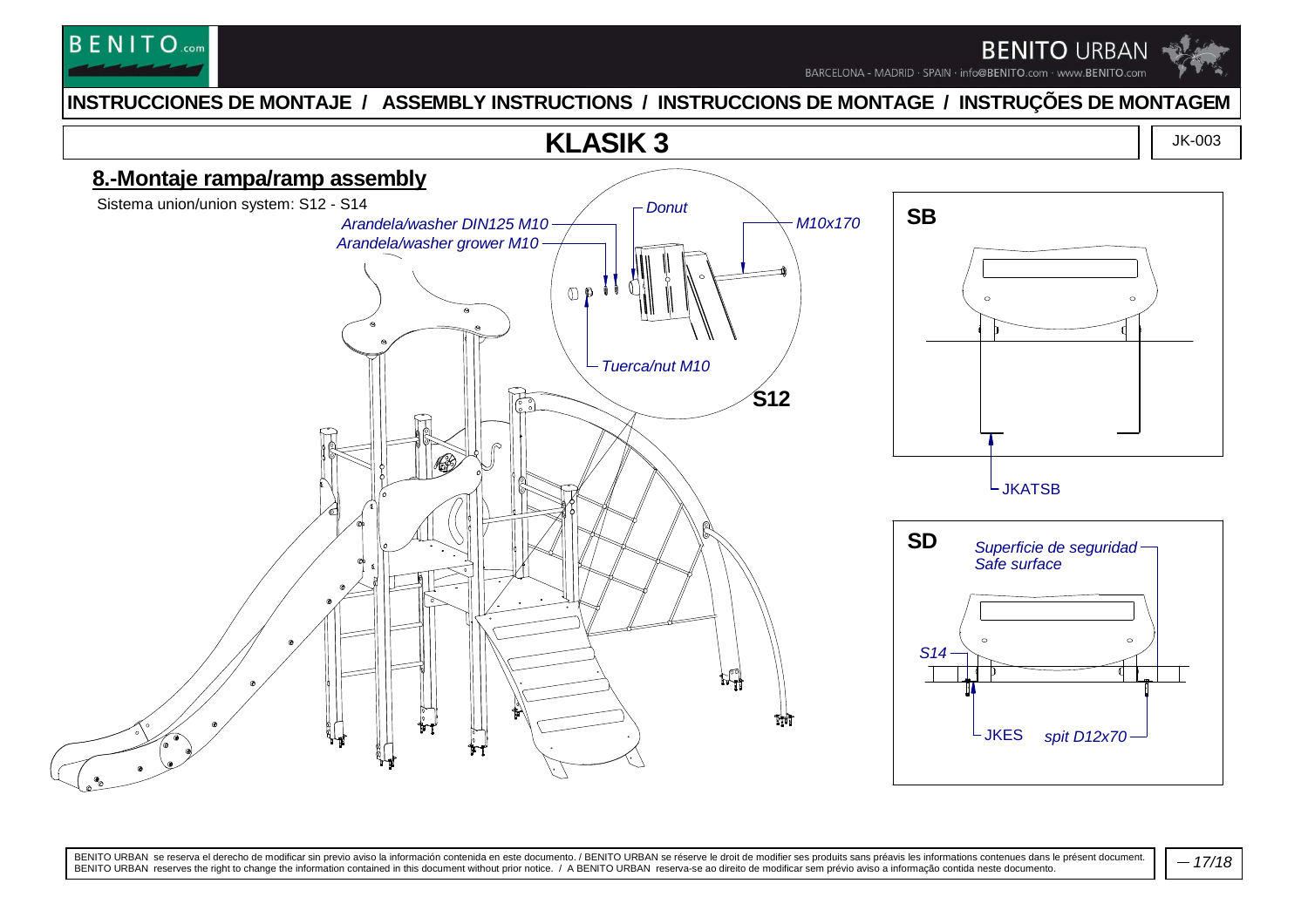# INSTRUCCIONES DE MONTAJE / ASSEMBLY INSTRUCTIONS / INSTRUCCIONS DE MONTAGE / INSTRUÇÕES DE MONTAGEM

## KLASIK 3

JK-003

### 8.-Montaje rampa/ramp assembly

Sistema union/union system: S12 - S14

*Arandela/washer DIN125 M10*

*Arandela/washer grower M10*

*Donut*

*M10x170*

*Tuerca/nut M10*

**S12**

**SB**

JKATSB

**SD**

*Superficie de seguridad*
*Safe surface*

*S14*

JKES

*spit D12x70*

BENITO URBAN se reserva el derecho de modificar sin previo aviso la información contenida en este documento. / BENITO URBAN se réserve le droit de modifier ses produits sans préavis les informations contenues dans le présent document.
BENITO URBAN reserves the right to change the information contained in this document without prior notice. / A BENITO URBAN reserva-se ao direito de modificar sem prévio aviso a informação contida neste documento.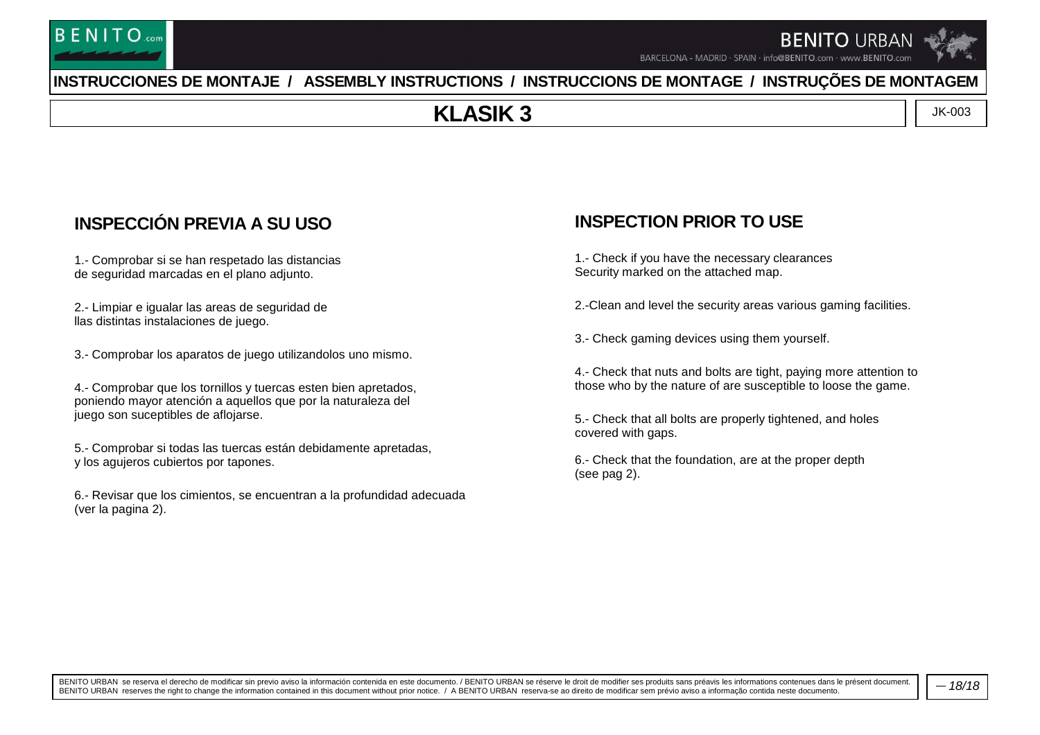INSTRUCCIONES DE MONTAJE / ASSEMBLY INSTRUCTIONS / INSTRUCCIONS DE MONTAGE / INSTRUÇÕES DE MONTAGEM

# KLASIK 3

JK-003

## INSPECCIÓN PREVIA A SU USO

1.- Comprobar si se han respetado las distancias de seguridad marcadas en el plano adjunto.

2.- Limpiar e igualar las areas de seguridad de llas distintas instalaciones de juego.

3.- Comprobar los aparatos de juego utilizandolos uno mismo.

4.- Comprobar que los tornillos y tuercas esten bien apretados, poniendo mayor atención a aquellos que por la naturaleza del juego son suceptibles de aflojarse.

5.- Comprobar si todas las tuercas están debidamente apretadas, y los agujeros cubiertos por tapones.

6.- Revisar que los cimientos, se encuentran a la profundidad adecuada (ver la pagina 2).

## INSPECTION PRIOR TO USE

1.- Check if you have the necessary clearances Security marked on the attached map.

2.-Clean and level the security areas various gaming facilities.

3.- Check gaming devices using them yourself.

4.- Check that nuts and bolts are tight, paying more attention to those who by the nature of are susceptible to loose the game.

5.- Check that all bolts are properly tightened, and holes covered with gaps.

6.- Check that the foundation, are at the proper depth (see pag 2).

BENITO URBAN se reserva el derecho de modificar sin previo aviso la información contenida en este documento. / BENITO URBAN se réserve le droit de modifier ses produits sans préavis les informations contenues dans le présent document. BENITO URBAN reserves the right to change the information contained in this document without prior notice. / A BENITO URBAN reserva-se ao direito de modificar sem prévio aviso a informação contida neste documento.